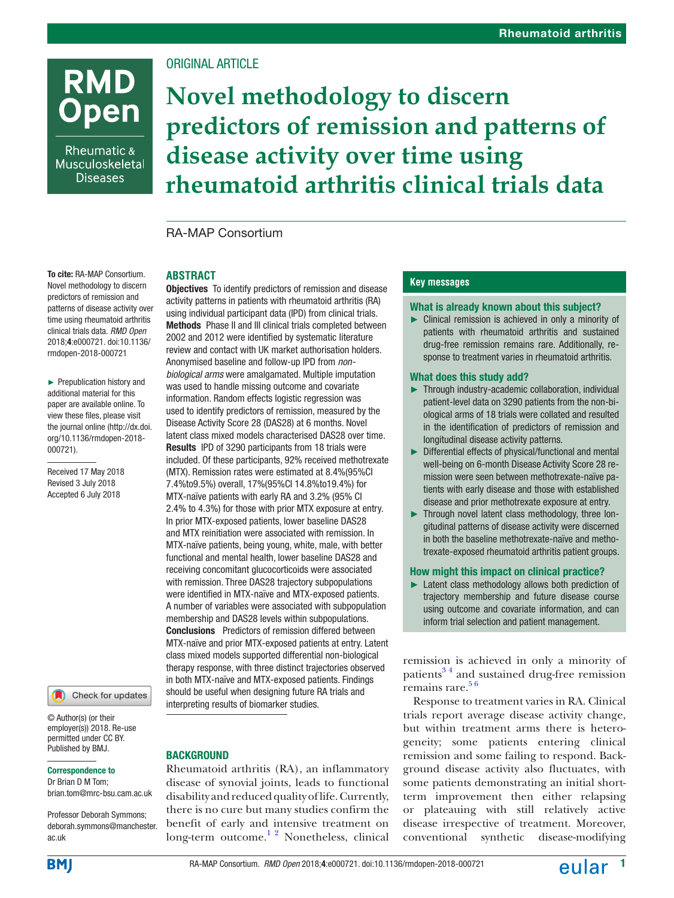ORIGINAL ARTICLE

# Novel methodology to discern predictors of remission and patterns of disease activity over time using rheumatoid arthritis clinical trials data

RA-MAP Consortium

**To cite:** RA-MAP Consortium. Novel methodology to discern predictors of remission and patterns of disease activity over time using rheumatoid arthritis clinical trials data. *RMD Open* 2018;**4**:e000721. doi:10.1136/rmdopen-2018-000721

► Prepublication history and additional material for this paper are available online. To view these files, please visit the journal online (http://dx.doi.org/10.1136/rmdopen-2018-000721).

Received 17 May 2018
Revised 3 July 2018
Accepted 6 July 2018

© Author(s) (or their employer(s)) 2018. Re-use permitted under CC BY. Published by BMJ.

**Correspondence to**
Dr Brian D M Tom; brian.tom@mrc-bsu.cam.ac.uk

Professor Deborah Symmons; deborah.symmons@manchester.ac.uk

## ABSTRACT

**Objectives** To identify predictors of remission and disease activity patterns in patients with rheumatoid arthritis (RA) using individual participant data (IPD) from clinical trials.
**Methods** Phase II and III clinical trials completed between 2002 and 2012 were identified by systematic literature review and contact with UK market authorisation holders. Anonymised baseline and follow-up IPD from *non-biological arms* were amalgamated. Multiple imputation was used to handle missing outcome and covariate information. Random effects logistic regression was used to identify predictors of remission, measured by the Disease Activity Score 28 (DAS28) at 6 months. Novel latent class mixed models characterised DAS28 over time.
**Results** IPD of 3290 participants from 18 trials were included. Of these participants, 92% received methotrexate (MTX). Remission rates were estimated at 8.4%(95%CI 7.4%to9.5%) overall, 17%(95%CI 14.8%to19.4%) for MTX-naïve patients with early RA and 3.2% (95% CI 2.4% to 4.3%) for those with prior MTX exposure at entry. In prior MTX-exposed patients, lower baseline DAS28 and MTX reinitiation were associated with remission. In MTX-naïve patients, being young, white, male, with better functional and mental health, lower baseline DAS28 and receiving concomitant glucocorticoids were associated with remission. Three DAS28 trajectory subpopulations were identified in MTX-naïve and MTX-exposed patients. A number of variables were associated with subpopulation membership and DAS28 levels within subpopulations.
**Conclusions** Predictors of remission differed between MTX-naïve and prior MTX-exposed patients at entry. Latent class mixed models supported differential non-biological therapy response, with three distinct trajectories observed in both MTX-naïve and MTX-exposed patients. Findings should be useful when designing future RA trials and interpreting results of biomarker studies.

### Key messages

**What is already known about this subject?**

- ► Clinical remission is achieved in only a minority of patients with rheumatoid arthritis and sustained drug-free remission remains rare. Additionally, response to treatment varies in rheumatoid arthritis.

**What does this study add?**

- ► Through industry-academic collaboration, individual patient-level data on 3290 patients from the non-biological arms of 18 trials were collated and resulted in the identification of predictors of remission and longitudinal disease activity patterns.
- ► Differential effects of physical/functional and mental well-being on 6-month Disease Activity Score 28 remission were seen between methotrexate-naïve patients with early disease and those with established disease and prior methotrexate exposure at entry.
- ► Through novel latent class methodology, three longitudinal patterns of disease activity were discerned in both the baseline methotrexate-naïve and methotrexate-exposed rheumatoid arthritis patient groups.

**How might this impact on clinical practice?**

- ► Latent class methodology allows both prediction of trajectory membership and future disease course using outcome and covariate information, and can inform trial selection and patient management.

## BACKGROUND

Rheumatoid arthritis (RA), an inflammatory disease of synovial joints, leads to functional disability and reduced quality of life. Currently, there is no cure but many studies confirm the benefit of early and intensive treatment on long-term outcome.[1,2] Nonetheless, clinical remission is achieved in only a minority of patients[3,4] and sustained drug-free remission remains rare.[5,6]

Response to treatment varies in RA. Clinical trials report average disease activity change, but within treatment arms there is heterogeneity; some patients entering clinical remission and some failing to respond. Background disease activity also fluctuates, with some patients demonstrating an initial short-term improvement then either relapsing or plateauing with still relatively active disease irrespective of treatment. Moreover, conventional synthetic disease-modifying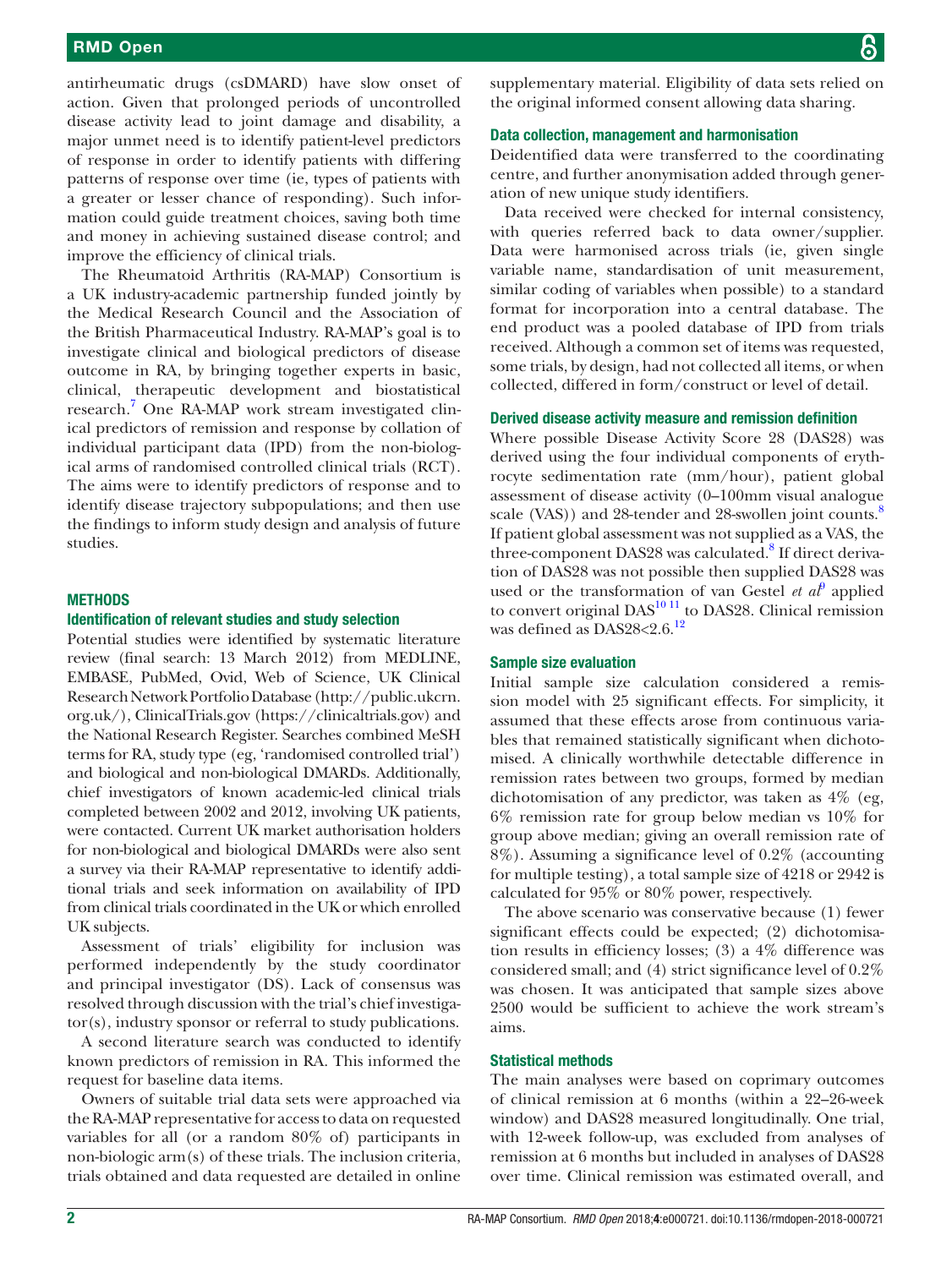antirheumatic drugs (csDMARD) have slow onset of action. Given that prolonged periods of uncontrolled disease activity lead to joint damage and disability, a major unmet need is to identify patient-level predictors of response in order to identify patients with differing patterns of response over time (ie, types of patients with a greater or lesser chance of responding). Such information could guide treatment choices, saving both time and money in achieving sustained disease control; and improve the efficiency of clinical trials.

The Rheumatoid Arthritis (RA-MAP) Consortium is a UK industry-academic partnership funded jointly by the Medical Research Council and the Association of the British Pharmaceutical Industry. RA-MAP's goal is to investigate clinical and biological predictors of disease outcome in RA, by bringing together experts in basic, clinical, therapeutic development and biostatistical research.[7] One RA-MAP work stream investigated clinical predictors of remission and response by collation of individual participant data (IPD) from the non-biological arms of randomised controlled clinical trials (RCT). The aims were to identify predictors of response and to identify disease trajectory subpopulations; and then use the findings to inform study design and analysis of future studies.

## METHODS

### Identification of relevant studies and study selection

Potential studies were identified by systematic literature review (final search: 13 March 2012) from MEDLINE, EMBASE, PubMed, Ovid, Web of Science, UK Clinical Research Network Portfolio Database (http://public.ukcrn.org.uk/), ClinicalTrials.gov (https://clinicaltrials.gov) and the National Research Register. Searches combined MeSH terms for RA, study type (eg, 'randomised controlled trial') and biological and non-biological DMARDs. Additionally, chief investigators of known academic-led clinical trials completed between 2002 and 2012, involving UK patients, were contacted. Current UK market authorisation holders for non-biological and biological DMARDs were also sent a survey via their RA-MAP representative to identify additional trials and seek information on availability of IPD from clinical trials coordinated in the UK or which enrolled UK subjects.

Assessment of trials' eligibility for inclusion was performed independently by the study coordinator and principal investigator (DS). Lack of consensus was resolved through discussion with the trial's chief investigator(s), industry sponsor or referral to study publications.

A second literature search was conducted to identify known predictors of remission in RA. This informed the request for baseline data items.

Owners of suitable trial data sets were approached via the RA-MAP representative for access to data on requested variables for all (or a random 80% of) participants in non-biologic arm(s) of these trials. The inclusion criteria, trials obtained and data requested are detailed in online supplementary material. Eligibility of data sets relied on the original informed consent allowing data sharing.

### Data collection, management and harmonisation

Deidentified data were transferred to the coordinating centre, and further anonymisation added through generation of new unique study identifiers.

Data received were checked for internal consistency, with queries referred back to data owner/supplier. Data were harmonised across trials (ie, given single variable name, standardisation of unit measurement, similar coding of variables when possible) to a standard format for incorporation into a central database. The end product was a pooled database of IPD from trials received. Although a common set of items was requested, some trials, by design, had not collected all items, or when collected, differed in form/construct or level of detail.

### Derived disease activity measure and remission definition

Where possible Disease Activity Score 28 (DAS28) was derived using the four individual components of erythrocyte sedimentation rate (mm/hour), patient global assessment of disease activity (0–100mm visual analogue scale (VAS)) and 28-tender and 28-swollen joint counts.[8] If patient global assessment was not supplied as a VAS, the three-component DAS28 was calculated.[8] If direct derivation of DAS28 was not possible then supplied DAS28 was used or the transformation of van Gestel *et al*[9] applied to convert original DAS[10,11] to DAS28. Clinical remission was defined as DAS28<2.6.[12]

### Sample size evaluation

Initial sample size calculation considered a remission model with 25 significant effects. For simplicity, it assumed that these effects arose from continuous variables that remained statistically significant when dichotomised. A clinically worthwhile detectable difference in remission rates between two groups, formed by median dichotomisation of any predictor, was taken as 4% (eg, 6% remission rate for group below median vs 10% for group above median; giving an overall remission rate of 8%). Assuming a significance level of 0.2% (accounting for multiple testing), a total sample size of 4218 or 2942 is calculated for 95% or 80% power, respectively.

The above scenario was conservative because (1) fewer significant effects could be expected; (2) dichotomisation results in efficiency losses; (3) a 4% difference was considered small; and (4) strict significance level of 0.2% was chosen. It was anticipated that sample sizes above 2500 would be sufficient to achieve the work stream's aims.

### Statistical methods

The main analyses were based on coprimary outcomes of clinical remission at 6 months (within a 22–26-week window) and DAS28 measured longitudinally. One trial, with 12-week follow-up, was excluded from analyses of remission at 6 months but included in analyses of DAS28 over time. Clinical remission was estimated overall, and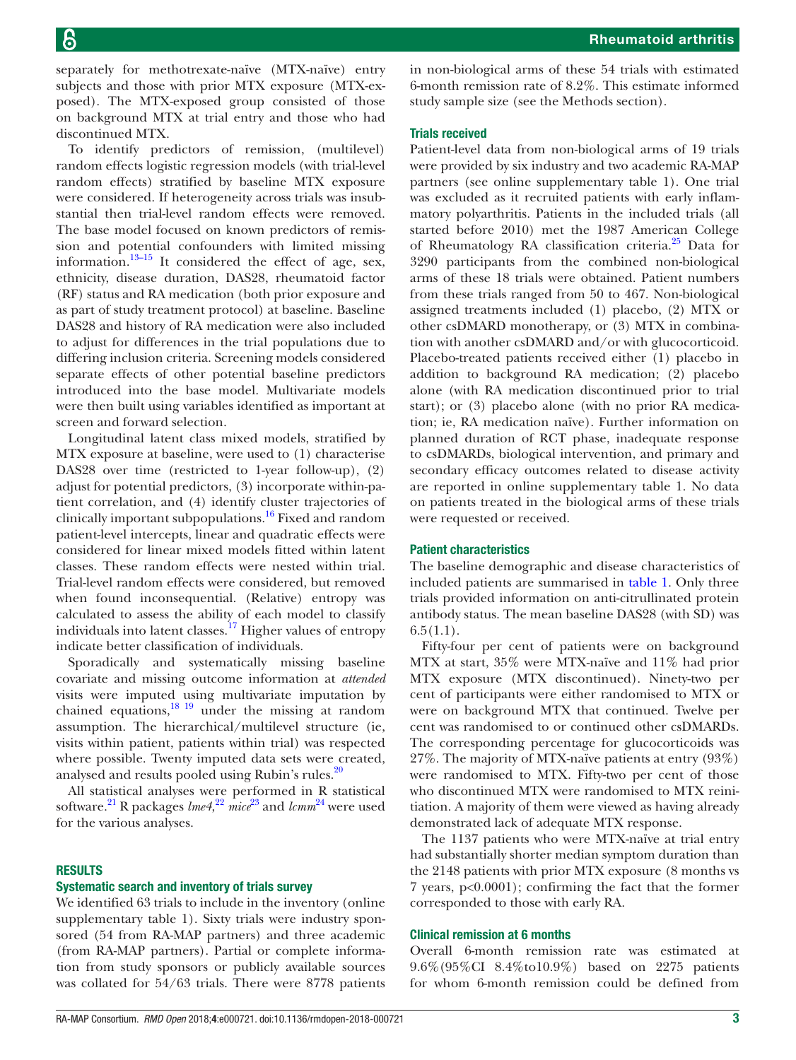separately for methotrexate-naïve (MTX-naïve) entry subjects and those with prior MTX exposure (MTX-exposed). The MTX-exposed group consisted of those on background MTX at trial entry and those who had discontinued MTX.

To identify predictors of remission, (multilevel) random effects logistic regression models (with trial-level random effects) stratified by baseline MTX exposure were considered. If heterogeneity across trials was insubstantial then trial-level random effects were removed. The base model focused on known predictors of remission and potential confounders with limited missing information.[13–15] It considered the effect of age, sex, ethnicity, disease duration, DAS28, rheumatoid factor (RF) status and RA medication (both prior exposure and as part of study treatment protocol) at baseline. Baseline DAS28 and history of RA medication were also included to adjust for differences in the trial populations due to differing inclusion criteria. Screening models considered separate effects of other potential baseline predictors introduced into the base model. Multivariate models were then built using variables identified as important at screen and forward selection.

Longitudinal latent class mixed models, stratified by MTX exposure at baseline, were used to (1) characterise DAS28 over time (restricted to 1-year follow-up), (2) adjust for potential predictors, (3) incorporate within-patient correlation, and (4) identify cluster trajectories of clinically important subpopulations.[16] Fixed and random patient-level intercepts, linear and quadratic effects were considered for linear mixed models fitted within latent classes. These random effects were nested within trial. Trial-level random effects were considered, but removed when found inconsequential. (Relative) entropy was calculated to assess the ability of each model to classify individuals into latent classes.[17] Higher values of entropy indicate better classification of individuals.

Sporadically and systematically missing baseline covariate and missing outcome information at *attended* visits were imputed using multivariate imputation by chained equations,[18 19] under the missing at random assumption. The hierarchical/multilevel structure (ie, visits within patient, patients within trial) was respected where possible. Twenty imputed data sets were created, analysed and results pooled using Rubin's rules.[20]

All statistical analyses were performed in R statistical software.[21] R packages *lme4*,[22] *mice*[23] and *lcmm*[24] were used for the various analyses.

## RESULTS

### Systematic search and inventory of trials survey

We identified 63 trials to include in the inventory (online supplementary table 1). Sixty trials were industry sponsored (54 from RA-MAP partners) and three academic (from RA-MAP partners). Partial or complete information from study sponsors or publicly available sources was collated for 54/63 trials. There were 8778 patients in non-biological arms of these 54 trials with estimated 6-month remission rate of 8.2%. This estimate informed study sample size (see the Methods section).

### Trials received

Patient-level data from non-biological arms of 19 trials were provided by six industry and two academic RA-MAP partners (see online supplementary table 1). One trial was excluded as it recruited patients with early inflammatory polyarthritis. Patients in the included trials (all started before 2010) met the 1987 American College of Rheumatology RA classification criteria.[25] Data for 3290 participants from the combined non-biological arms of these 18 trials were obtained. Patient numbers from these trials ranged from 50 to 467. Non-biological assigned treatments included (1) placebo, (2) MTX or other csDMARD monotherapy, or (3) MTX in combination with another csDMARD and/or with glucocorticoid. Placebo-treated patients received either (1) placebo in addition to background RA medication; (2) placebo alone (with RA medication discontinued prior to trial start); or (3) placebo alone (with no prior RA medication; ie, RA medication naïve). Further information on planned duration of RCT phase, inadequate response to csDMARDs, biological intervention, and primary and secondary efficacy outcomes related to disease activity are reported in online supplementary table 1. No data on patients treated in the biological arms of these trials were requested or received.

### Patient characteristics

The baseline demographic and disease characteristics of included patients are summarised in table 1. Only three trials provided information on anti-citrullinated protein antibody status. The mean baseline DAS28 (with SD) was 6.5(1.1).

Fifty-four per cent of patients were on background MTX at start, 35% were MTX-naïve and 11% had prior MTX exposure (MTX discontinued). Ninety-two per cent of participants were either randomised to MTX or were on background MTX that continued. Twelve per cent was randomised to or continued other csDMARDs. The corresponding percentage for glucocorticoids was 27%. The majority of MTX-naïve patients at entry (93%) were randomised to MTX. Fifty-two per cent of those who discontinued MTX were randomised to MTX reinitiation. A majority of them were viewed as having already demonstrated lack of adequate MTX response.

The 1137 patients who were MTX-naïve at trial entry had substantially shorter median symptom duration than the 2148 patients with prior MTX exposure (8 months vs 7 years, p<0.0001); confirming the fact that the former corresponded to those with early RA.

### Clinical remission at 6 months

Overall 6-month remission rate was estimated at 9.6%(95%CI 8.4%to10.9%) based on 2275 patients for whom 6-month remission could be defined from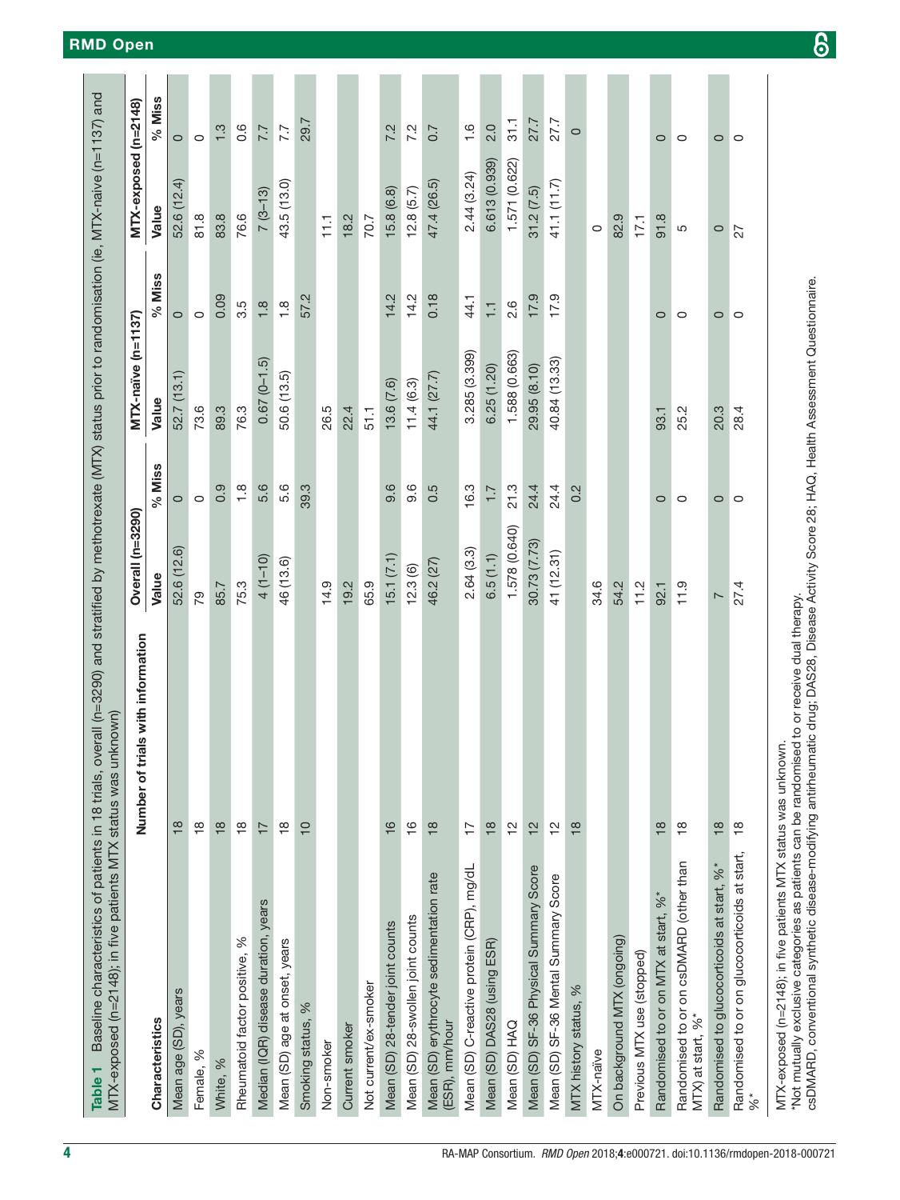**Table 1** Baseline characteristics of patients in 18 trials, overall (n=3290) and stratified by methotrexate (MTX) status prior to randomisation (ie, MTX-naive (n=1137) and MTX-exposed (n=2148); in five patients MTX status was unknown)

| Characteristics | Number of trials with information | Overall (n=3290) | | MTX-naïve (n=1137) | | MTX-exposed (n=2148) | |
|---|---|---|---|---|---|---|---|
| | | Value | % Miss | Value | % Miss | Value | % Miss |
| Mean age (SD), years | 18 | 52.6 (12.6) | 0 | 52.7 (13.1) | 0 | 52.6 (12.4) | 0 |
| Female, % | 18 | 79 | 0 | 73.6 | 0 | 81.8 | 0 |
| White, % | 18 | 85.7 | 0.9 | 89.3 | 0.09 | 83.8 | 1.3 |
| Rheumatoid factor positive, % | 18 | 75.3 | 1.8 | 76.3 | 3.5 | 76.6 | 0.6 |
| Median (IQR) disease duration, years | 17 | 4 (1–10) | 5.6 | 0.67 (0–1.5) | 1.8 | 7 (3–13) | 7.7 |
| Mean (SD) age at onset, years | 18 | 46 (13.6) | 5.6 | 50.6 (13.5) | 1.8 | 43.5 (13.0) | 7.7 |
| Smoking status, % | 10 | | 39.3 | | 57.2 | | 29.7 |
| Non-smoker | | 14.9 | | 26.5 | | 11.1 | |
| Current smoker | | 19.2 | | 22.4 | | 18.2 | |
| Not current/ex-smoker | | 65.9 | | 51.1 | | 70.7 | |
| Mean (SD) 28-tender joint counts | 16 | 15.1 (7.1) | 9.6 | 13.6 (7.6) | 14.2 | 15.8 (6.8) | 7.2 |
| Mean (SD) 28-swollen joint counts | 16 | 12.3 (6) | 9.6 | 11.4 (6.3) | 14.2 | 12.8 (5.7) | 7.2 |
| Mean (SD) erythrocyte sedimentation rate (ESR), mm/hour | 18 | 46.2 (27) | 0.5 | 44.1 (27.7) | 0.18 | 47.4 (26.5) | 0.7 |
| Mean (SD) C-reactive protein (CRP), mg/dL | 17 | 2.64 (3.3) | 16.3 | 3.285 (3.399) | 44.1 | 2.44 (3.24) | 1.6 |
| Mean (SD) DAS28 (using ESR) | 18 | 6.5 (1.1) | 1.7 | 6.25 (1.20) | 1.1 | 6.613 (0.939) | 2.0 |
| Mean (SD) HAQ | 12 | 1.578 (0.640) | 21.3 | 1.588 (0.663) | 2.6 | 1.571 (0.622) | 31.1 |
| Mean (SD) SF-36 Physical Summary Score | 12 | 30.73 (7.73) | 24.4 | 29.95 (8.10) | 17.9 | 31.2 (7.5) | 27.7 |
| Mean (SD) SF-36 Mental Summary Score | 12 | 41 (12.31) | 24.4 | 40.84 (13.33) | 17.9 | 41.1 (11.7) | 27.7 |
| MTX history status, % | 18 | | 0.2 | | | | 0 |
| MTX-naïve | | 34.6 | | | | 0 | |
| On background MTX (ongoing) | | 54.2 | | | | 82.9 | |
| Previous MTX use (stopped) | | 11.2 | | | | 17.1 | |
| Randomised to or on MTX at start, %* | 18 | 92.1 | 0 | 93.1 | 0 | 91.8 | 0 |
| Randomised to or on csDMARD (other than MTX) at start, %* | 18 | 11.9 | 0 | 25.2 | 0 | 5 | 0 |
| Randomised to glucocorticoids at start, %* | 18 | 7 | 0 | 20.3 | 0 | 0 | 0 |
| Randomised to or on glucocorticoids at start, %* | 18 | 27.4 | 0 | 28.4 | 0 | 27 | 0 |

MTX-exposed (n=2148); in five patients MTX status was unknown.
*Not mutually exclusive categories as patients can be randomised to or receive dual therapy.
csDMARD, conventional synthetic disease-modifying antirheumatic drug; DAS28, Disease Activity Score 28; HAQ, Health Assessment Questionnaire.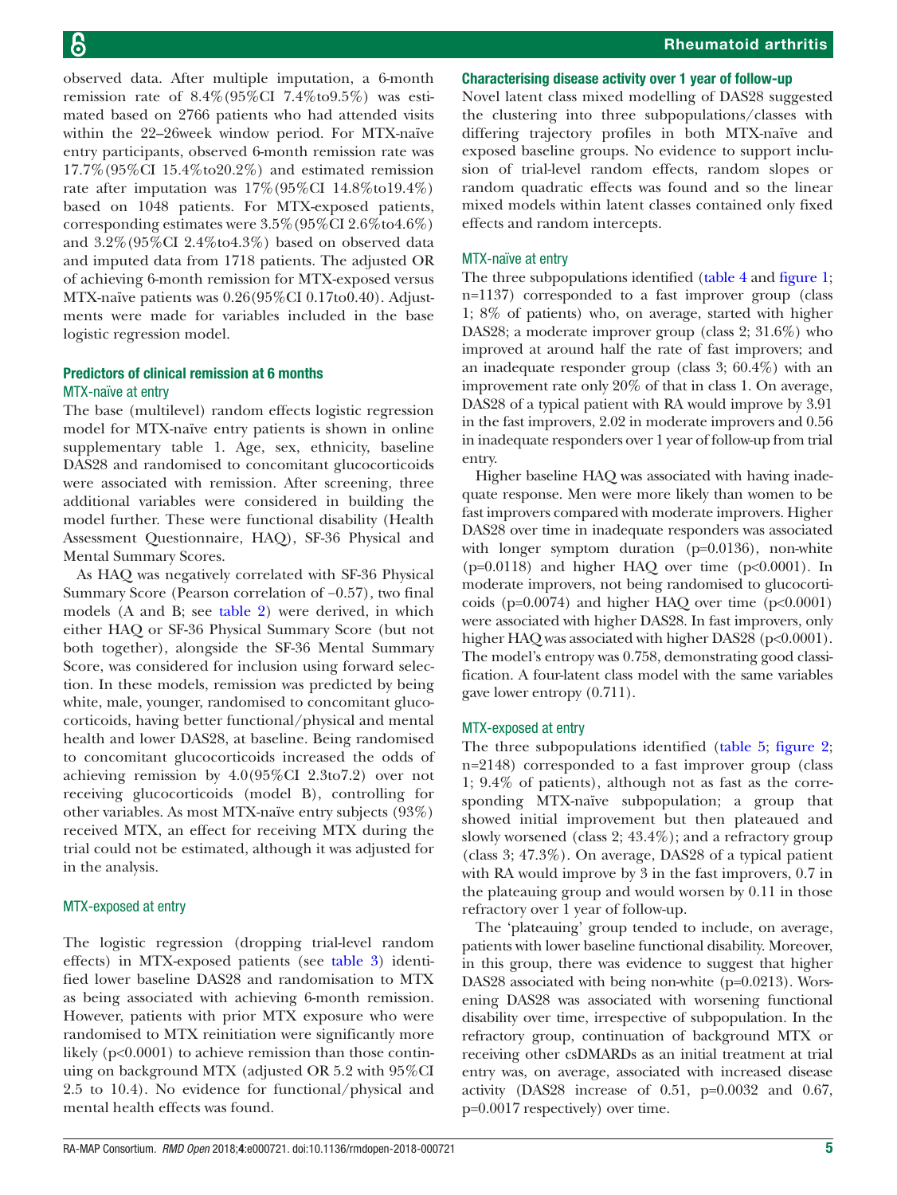observed data. After multiple imputation, a 6-month remission rate of 8.4% (95% CI 7.4% to 9.5%) was estimated based on 2766 patients who had attended visits within the 22–26 week window period. For MTX-naïve entry participants, observed 6-month remission rate was 17.7% (95% CI 15.4% to 20.2%) and estimated remission rate after imputation was 17% (95% CI 14.8% to 19.4%) based on 1048 patients. For MTX-exposed patients, corresponding estimates were 3.5% (95% CI 2.6% to 4.6%) and 3.2% (95% CI 2.4% to 4.3%) based on observed data and imputed data from 1718 patients. The adjusted OR of achieving 6-month remission for MTX-exposed versus MTX-naïve patients was 0.26 (95% CI 0.17 to 0.40). Adjustments were made for variables included in the base logistic regression model.

## Predictors of clinical remission at 6 months

### MTX-naïve at entry

The base (multilevel) random effects logistic regression model for MTX-naïve entry patients is shown in online supplementary table 1. Age, sex, ethnicity, baseline DAS28 and randomised to concomitant glucocorticoids were associated with remission. After screening, three additional variables were considered in building the model further. These were functional disability (Health Assessment Questionnaire, HAQ), SF-36 Physical and Mental Summary Scores.

As HAQ was negatively correlated with SF-36 Physical Summary Score (Pearson correlation of −0.57), two final models (A and B; see table 2) were derived, in which either HAQ or SF-36 Physical Summary Score (but not both together), alongside the SF-36 Mental Summary Score, was considered for inclusion using forward selection. In these models, remission was predicted by being white, male, younger, randomised to concomitant glucocorticoids, having better functional/physical and mental health and lower DAS28, at baseline. Being randomised to concomitant glucocorticoids increased the odds of achieving remission by 4.0 (95% CI 2.3 to 7.2) over not receiving glucocorticoids (model B), controlling for other variables. As most MTX-naïve entry subjects (93%) received MTX, an effect for receiving MTX during the trial could not be estimated, although it was adjusted for in the analysis.

### MTX-exposed at entry

The logistic regression (dropping trial-level random effects) in MTX-exposed patients (see table 3) identified lower baseline DAS28 and randomisation to MTX as being associated with achieving 6-month remission. However, patients with prior MTX exposure who were randomised to MTX reinitiation were significantly more likely ($p<0.0001$) to achieve remission than those continuing on background MTX (adjusted OR 5.2 with 95% CI 2.5 to 10.4). No evidence for functional/physical and mental health effects was found.

## Characterising disease activity over 1 year of follow-up

Novel latent class mixed modelling of DAS28 suggested the clustering into three subpopulations/classes with differing trajectory profiles in both MTX-naïve and exposed baseline groups. No evidence to support inclusion of trial-level random effects, random slopes or random quadratic effects was found and so the linear mixed models within latent classes contained only fixed effects and random intercepts.

### MTX-naïve at entry

The three subpopulations identified (table 4 and figure 1; n=1137) corresponded to a fast improver group (class 1; 8% of patients) who, on average, started with higher DAS28; a moderate improver group (class 2; 31.6%) who improved at around half the rate of fast improvers; and an inadequate responder group (class 3; 60.4%) with an improvement rate only 20% of that in class 1. On average, DAS28 of a typical patient with RA would improve by 3.91 in the fast improvers, 2.02 in moderate improvers and 0.56 in inadequate responders over 1 year of follow-up from trial entry.

Higher baseline HAQ was associated with having inadequate response. Men were more likely than women to be fast improvers compared with moderate improvers. Higher DAS28 over time in inadequate responders was associated with longer symptom duration ($p=0.0136$), non-white ($p=0.0118$) and higher HAQ over time ($p<0.0001$). In moderate improvers, not being randomised to glucocorticoids ($p=0.0074$) and higher HAQ over time ($p<0.0001$) were associated with higher DAS28. In fast improvers, only higher HAQ was associated with higher DAS28 ($p<0.0001$). The model's entropy was 0.758, demonstrating good classification. A four-latent class model with the same variables gave lower entropy (0.711).

### MTX-exposed at entry

The three subpopulations identified (table 5; figure 2; n=2148) corresponded to a fast improver group (class 1; 9.4% of patients), although not as fast as the corresponding MTX-naïve subpopulation; a group that showed initial improvement but then plateaued and slowly worsened (class 2; 43.4%); and a refractory group (class 3; 47.3%). On average, DAS28 of a typical patient with RA would improve by 3 in the fast improvers, 0.7 in the plateauing group and would worsen by 0.11 in those refractory over 1 year of follow-up.

The 'plateauing' group tended to include, on average, patients with lower baseline functional disability. Moreover, in this group, there was evidence to suggest that higher DAS28 associated with being non-white ($p=0.0213$). Worsening DAS28 was associated with worsening functional disability over time, irrespective of subpopulation. In the refractory group, continuation of background MTX or receiving other csDMARDs as an initial treatment at trial entry was, on average, associated with increased disease activity (DAS28 increase of 0.51, $p=0.0032$ and 0.67, $p=0.0017$ respectively) over time.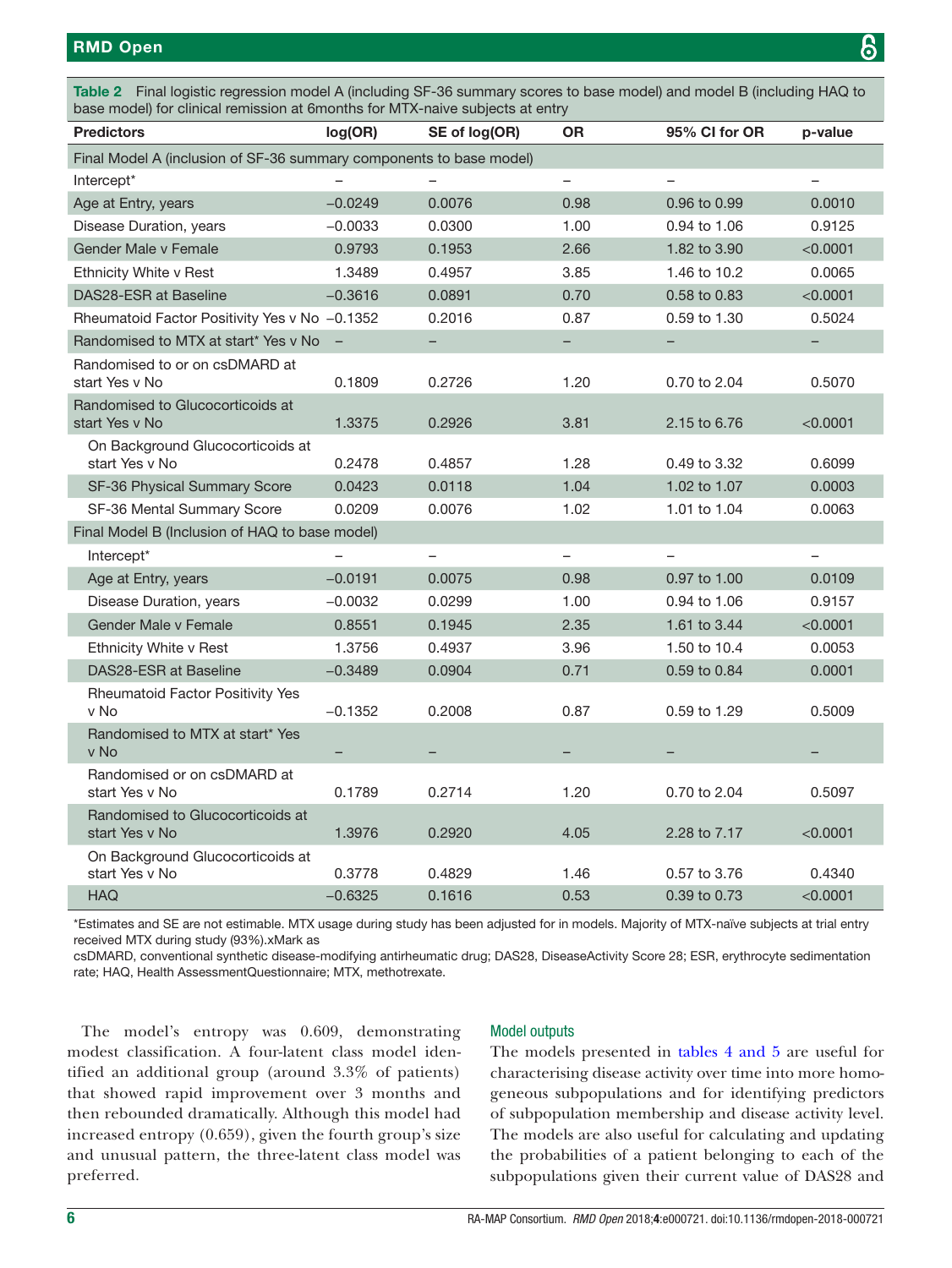**Table 2** Final logistic regression model A (including SF-36 summary scores to base model) and model B (including HAQ to base model) for clinical remission at 6months for MTX-naive subjects at entry

| Predictors | log(OR) | SE of log(OR) | OR | 95% CI for OR | p-value |
|---|---|---|---|---|---|
| Final Model A (inclusion of SF-36 summary components to base model) | | | | | |
| Intercept* | – | – | – | – | – |
| Age at Entry, years | −0.0249 | 0.0076 | 0.98 | 0.96 to 0.99 | 0.0010 |
| Disease Duration, years | −0.0033 | 0.0300 | 1.00 | 0.94 to 1.06 | 0.9125 |
| Gender Male v Female | 0.9793 | 0.1953 | 2.66 | 1.82 to 3.90 | <0.0001 |
| Ethnicity White v Rest | 1.3489 | 0.4957 | 3.85 | 1.46 to 10.2 | 0.0065 |
| DAS28-ESR at Baseline | −0.3616 | 0.0891 | 0.70 | 0.58 to 0.83 | <0.0001 |
| Rheumatoid Factor Positivity Yes v No | −0.1352 | 0.2016 | 0.87 | 0.59 to 1.30 | 0.5024 |
| Randomised to MTX at start* Yes v No | – | – | – | – | – |
| Randomised to or on csDMARD at start Yes v No | 0.1809 | 0.2726 | 1.20 | 0.70 to 2.04 | 0.5070 |
| Randomised to Glucocorticoids at start Yes v No | 1.3375 | 0.2926 | 3.81 | 2.15 to 6.76 | <0.0001 |
| On Background Glucocorticoids at start Yes v No | 0.2478 | 0.4857 | 1.28 | 0.49 to 3.32 | 0.6099 |
| SF-36 Physical Summary Score | 0.0423 | 0.0118 | 1.04 | 1.02 to 1.07 | 0.0003 |
| SF-36 Mental Summary Score | 0.0209 | 0.0076 | 1.02 | 1.01 to 1.04 | 0.0063 |
| Final Model B (Inclusion of HAQ to base model) | | | | | |
| Intercept* | – | – | – | – | – |
| Age at Entry, years | −0.0191 | 0.0075 | 0.98 | 0.97 to 1.00 | 0.0109 |
| Disease Duration, years | −0.0032 | 0.0299 | 1.00 | 0.94 to 1.06 | 0.9157 |
| Gender Male v Female | 0.8551 | 0.1945 | 2.35 | 1.61 to 3.44 | <0.0001 |
| Ethnicity White v Rest | 1.3756 | 0.4937 | 3.96 | 1.50 to 10.4 | 0.0053 |
| DAS28-ESR at Baseline | −0.3489 | 0.0904 | 0.71 | 0.59 to 0.84 | 0.0001 |
| Rheumatoid Factor Positivity Yes v No | −0.1352 | 0.2008 | 0.87 | 0.59 to 1.29 | 0.5009 |
| Randomised to MTX at start* Yes v No | – | – | – | – | – |
| Randomised or on csDMARD at start Yes v No | 0.1789 | 0.2714 | 1.20 | 0.70 to 2.04 | 0.5097 |
| Randomised to Glucocorticoids at start Yes v No | 1.3976 | 0.2920 | 4.05 | 2.28 to 7.17 | <0.0001 |
| On Background Glucocorticoids at start Yes v No | 0.3778 | 0.4829 | 1.46 | 0.57 to 3.76 | 0.4340 |
| HAQ | −0.6325 | 0.1616 | 0.53 | 0.39 to 0.73 | <0.0001 |

*Estimates and SE are not estimable. MTX usage during study has been adjusted for in models. Majority of MTX-naïve subjects at trial entry received MTX during study (93%).xMark as

csDMARD, conventional synthetic disease-modifying antirheumatic drug; DAS28, DiseaseActivity Score 28; ESR, erythrocyte sedimentation rate; HAQ, Health AssessmentQuestionnaire; MTX, methotrexate.

The model's entropy was 0.609, demonstrating modest classification. A four-latent class model identified an additional group (around 3.3% of patients) that showed rapid improvement over 3 months and then rebounded dramatically. Although this model had increased entropy (0.659), given the fourth group's size and unusual pattern, the three-latent class model was preferred.

### Model outputs

The models presented in tables 4 and 5 are useful for characterising disease activity over time into more homogeneous subpopulations and for identifying predictors of subpopulation membership and disease activity level. The models are also useful for calculating and updating the probabilities of a patient belonging to each of the subpopulations given their current value of DAS28 and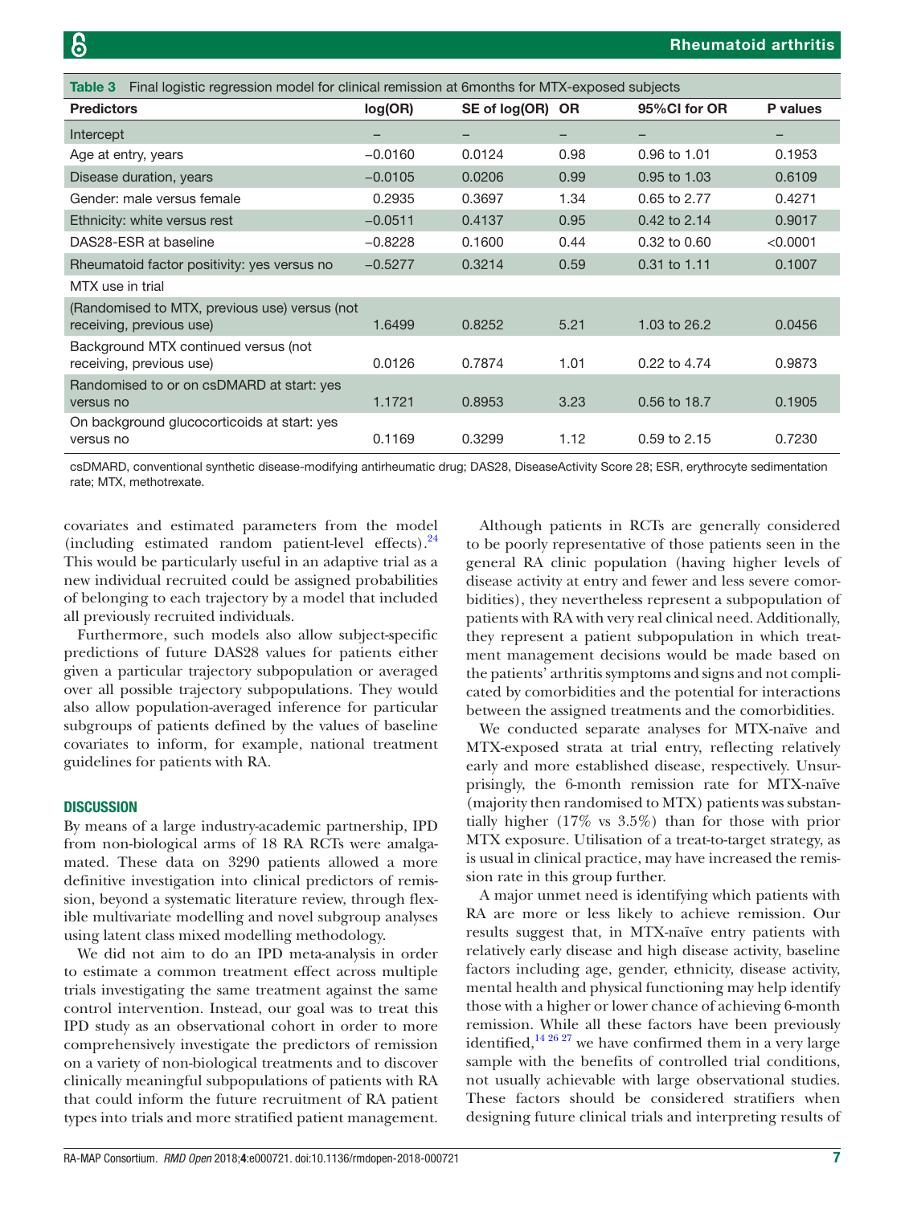**Table 3** Final logistic regression model for clinical remission at 6months for MTX-exposed subjects

| Predictors | log(OR) | SE of log(OR) | OR | 95%CI for OR | P values |
|---|---|---|---|---|---|
| Intercept | – | – | – | – | – |
| Age at entry, years | −0.0160 | 0.0124 | 0.98 | 0.96 to 1.01 | 0.1953 |
| Disease duration, years | −0.0105 | 0.0206 | 0.99 | 0.95 to 1.03 | 0.6109 |
| Gender: male versus female | 0.2935 | 0.3697 | 1.34 | 0.65 to 2.77 | 0.4271 |
| Ethnicity: white versus rest | −0.0511 | 0.4137 | 0.95 | 0.42 to 2.14 | 0.9017 |
| DAS28-ESR at baseline | −0.8228 | 0.1600 | 0.44 | 0.32 to 0.60 | <0.0001 |
| Rheumatoid factor positivity: yes versus no | −0.5277 | 0.3214 | 0.59 | 0.31 to 1.11 | 0.1007 |
| MTX use in trial | | | | | |
| (Randomised to MTX, previous use) versus (not receiving, previous use) | 1.6499 | 0.8252 | 5.21 | 1.03 to 26.2 | 0.0456 |
| Background MTX continued versus (not receiving, previous use) | 0.0126 | 0.7874 | 1.01 | 0.22 to 4.74 | 0.9873 |
| Randomised to or on csDMARD at start: yes versus no | 1.1721 | 0.8953 | 3.23 | 0.56 to 18.7 | 0.1905 |
| On background glucocorticoids at start: yes versus no | 0.1169 | 0.3299 | 1.12 | 0.59 to 2.15 | 0.7230 |

csDMARD, conventional synthetic disease-modifying antirheumatic drug; DAS28, DiseaseActivity Score 28; ESR, erythrocyte sedimentation rate; MTX, methotrexate.

covariates and estimated parameters from the model (including estimated random patient-level effects).[24] This would be particularly useful in an adaptive trial as a new individual recruited could be assigned probabilities of belonging to each trajectory by a model that included all previously recruited individuals.

Furthermore, such models also allow subject-specific predictions of future DAS28 values for patients either given a particular trajectory subpopulation or averaged over all possible trajectory subpopulations. They would also allow population-averaged inference for particular subgroups of patients defined by the values of baseline covariates to inform, for example, national treatment guidelines for patients with RA.

## DISCUSSION

By means of a large industry-academic partnership, IPD from non-biological arms of 18 RA RCTs were amalgamated. These data on 3290 patients allowed a more definitive investigation into clinical predictors of remission, beyond a systematic literature review, through flexible multivariate modelling and novel subgroup analyses using latent class mixed modelling methodology.

We did not aim to do an IPD meta-analysis in order to estimate a common treatment effect across multiple trials investigating the same treatment against the same control intervention. Instead, our goal was to treat this IPD study as an observational cohort in order to more comprehensively investigate the predictors of remission on a variety of non-biological treatments and to discover clinically meaningful subpopulations of patients with RA that could inform the future recruitment of RA patient types into trials and more stratified patient management.

Although patients in RCTs are generally considered to be poorly representative of those patients seen in the general RA clinic population (having higher levels of disease activity at entry and fewer and less severe comorbidities), they nevertheless represent a subpopulation of patients with RA with very real clinical need. Additionally, they represent a patient subpopulation in which treatment management decisions would be made based on the patients' arthritis symptoms and signs and not complicated by comorbidities and the potential for interactions between the assigned treatments and the comorbidities.

We conducted separate analyses for MTX-naïve and MTX-exposed strata at trial entry, reflecting relatively early and more established disease, respectively. Unsurprisingly, the 6-month remission rate for MTX-naïve (majority then randomised to MTX) patients was substantially higher (17% vs 3.5%) than for those with prior MTX exposure. Utilisation of a treat-to-target strategy, as is usual in clinical practice, may have increased the remission rate in this group further.

A major unmet need is identifying which patients with RA are more or less likely to achieve remission. Our results suggest that, in MTX-naïve entry patients with relatively early disease and high disease activity, baseline factors including age, gender, ethnicity, disease activity, mental health and physical functioning may help identify those with a higher or lower chance of achieving 6-month remission. While all these factors have been previously identified,[14 26 27] we have confirmed them in a very large sample with the benefits of controlled trial conditions, not usually achievable with large observational studies. These factors should be considered stratifiers when designing future clinical trials and interpreting results of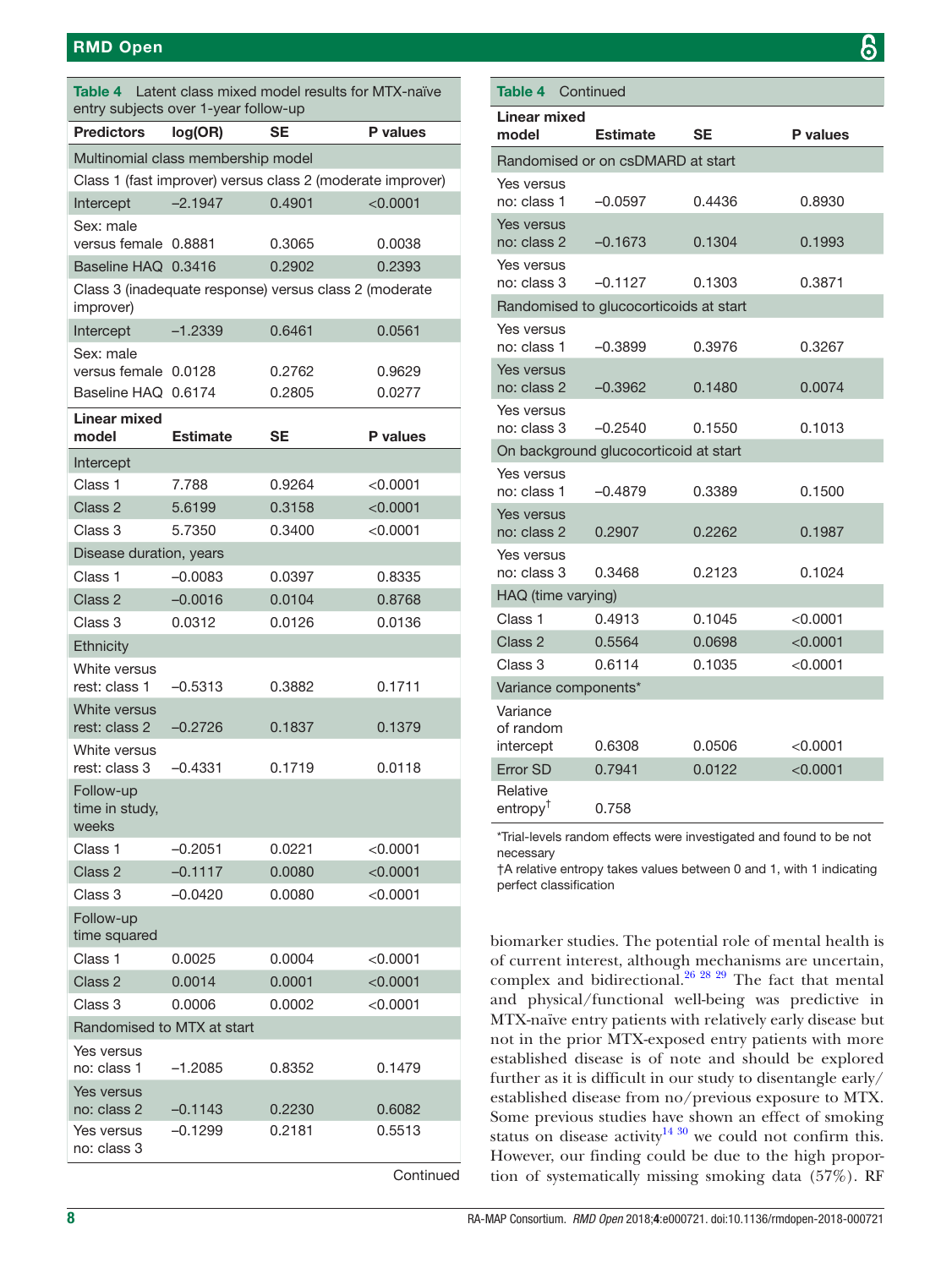**Table 4** Latent class mixed model results for MTX-naïve entry subjects over 1-year follow-up

| Predictors | log(OR) | SE | P values |
|---|---|---|---|
| Multinomial class membership model | | | |
| Class 1 (fast improver) versus class 2 (moderate improver) | | | |
| Intercept | −2.1947 | 0.4901 | <0.0001 |
| Sex: male versus female | 0.8881 | 0.3065 | 0.0038 |
| Baseline HAQ | 0.3416 | 0.2902 | 0.2393 |
| Class 3 (inadequate response) versus class 2 (moderate improver) | | | |
| Intercept | −1.2339 | 0.6461 | 0.0561 |
| Sex: male versus female | 0.0128 | 0.2762 | 0.9629 |
| Baseline HAQ | 0.6174 | 0.2805 | 0.0277 |
| **Linear mixed model** | **Estimate** | **SE** | **P values** |
| Intercept | | | |
| Class 1 | 7.788 | 0.9264 | <0.0001 |
| Class 2 | 5.6199 | 0.3158 | <0.0001 |
| Class 3 | 5.7350 | 0.3400 | <0.0001 |
| Disease duration, years | | | |
| Class 1 | −0.0083 | 0.0397 | 0.8335 |
| Class 2 | −0.0016 | 0.0104 | 0.8768 |
| Class 3 | 0.0312 | 0.0126 | 0.0136 |
| Ethnicity | | | |
| White versus rest: class 1 | −0.5313 | 0.3882 | 0.1711 |
| White versus rest: class 2 | −0.2726 | 0.1837 | 0.1379 |
| White versus rest: class 3 | −0.4331 | 0.1719 | 0.0118 |
| Follow-up time in study, weeks | | | |
| Class 1 | −0.2051 | 0.0221 | <0.0001 |
| Class 2 | −0.1117 | 0.0080 | <0.0001 |
| Class 3 | −0.0420 | 0.0080 | <0.0001 |
| Follow-up time squared | | | |
| Class 1 | 0.0025 | 0.0004 | <0.0001 |
| Class 2 | 0.0014 | 0.0001 | <0.0001 |
| Class 3 | 0.0006 | 0.0002 | <0.0001 |
| Randomised to MTX at start | | | |
| Yes versus no: class 1 | −1.2085 | 0.8352 | 0.1479 |
| Yes versus no: class 2 | −0.1143 | 0.2230 | 0.6082 |
| Yes versus no: class 3 | −0.1299 | 0.2181 | 0.5513 |
| Randomised or on csDMARD at start | | | |
| Yes versus no: class 1 | −0.0597 | 0.4436 | 0.8930 |
| Yes versus no: class 2 | −0.1673 | 0.1304 | 0.1993 |
| Yes versus no: class 3 | −0.1127 | 0.1303 | 0.3871 |
| Randomised to glucocorticoids at start | | | |
| Yes versus no: class 1 | −0.3899 | 0.3976 | 0.3267 |
| Yes versus no: class 2 | −0.3962 | 0.1480 | 0.0074 |
| Yes versus no: class 3 | −0.2540 | 0.1550 | 0.1013 |
| On background glucocorticoid at start | | | |
| Yes versus no: class 1 | −0.4879 | 0.3389 | 0.1500 |
| Yes versus no: class 2 | 0.2907 | 0.2262 | 0.1987 |
| Yes versus no: class 3 | 0.3468 | 0.2123 | 0.1024 |
| HAQ (time varying) | | | |
| Class 1 | 0.4913 | 0.1045 | <0.0001 |
| Class 2 | 0.5564 | 0.0698 | <0.0001 |
| Class 3 | 0.6114 | 0.1035 | <0.0001 |
| Variance components* | | | |
| Variance of random intercept | 0.6308 | 0.0506 | <0.0001 |
| Error SD | 0.7941 | 0.0122 | <0.0001 |
| Relative entropy† | 0.758 | | |

*Trial-levels random effects were investigated and found to be not necessary

†A relative entropy takes values between 0 and 1, with 1 indicating perfect classification

biomarker studies. The potential role of mental health is of current interest, although mechanisms are uncertain, complex and bidirectional.[26 28 29] The fact that mental and physical/functional well-being was predictive in MTX-naïve entry patients with relatively early disease but not in the prior MTX-exposed entry patients with more established disease is of note and should be explored further as it is difficult in our study to disentangle early/established disease from no/previous exposure to MTX. Some previous studies have shown an effect of smoking status on disease activity[14 30] we could not confirm this. However, our finding could be due to the high proportion of systematically missing smoking data (57%). RF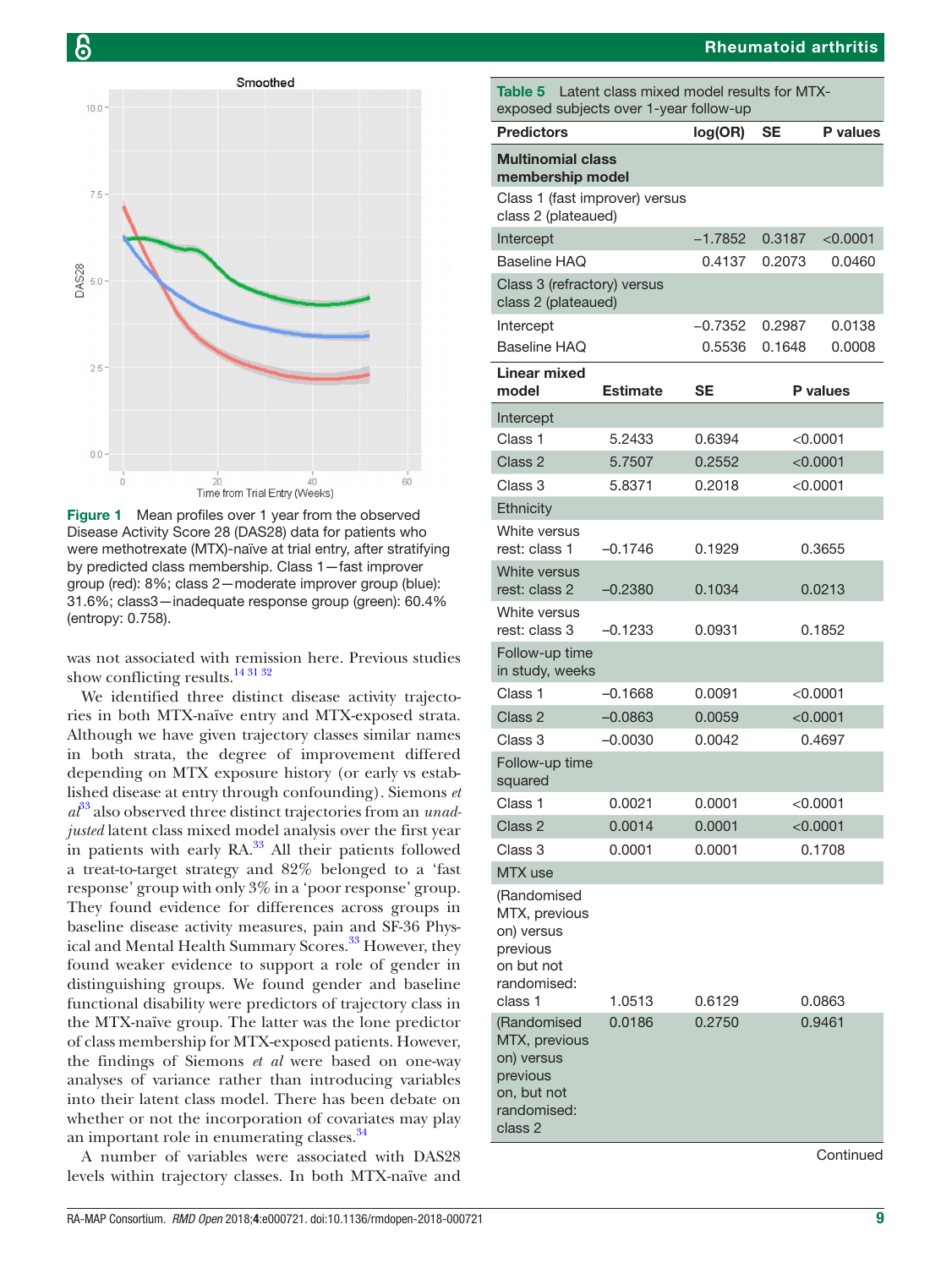Figure 1 Mean profiles over 1 year from the observed Disease Activity Score 28 (DAS28) data for patients who were methotrexate (MTX)-naïve at trial entry, after stratifying by predicted class membership. Class 1—fast improver group (red): 8%; class 2—moderate improver group (blue): 31.6%; class3—inadequate response group (green): 60.4% (entropy: 0.758).

was not associated with remission here. Previous studies show conflicting results.[14 31 32]

We identified three distinct disease activity trajectories in both MTX-naïve entry and MTX-exposed strata. Although we have given trajectory classes similar names in both strata, the degree of improvement differed depending on MTX exposure history (or early vs established disease at entry through confounding). Siemons *et al*[33] also observed three distinct trajectories from an *unadjusted* latent class mixed model analysis over the first year in patients with early RA.[33] All their patients followed a treat-to-target strategy and 82% belonged to a 'fast response' group with only 3% in a 'poor response' group. They found evidence for differences across groups in baseline disease activity measures, pain and SF-36 Physical and Mental Health Summary Scores.[33] However, they found weaker evidence to support a role of gender in distinguishing groups. We found gender and baseline functional disability were predictors of trajectory class in the MTX-naïve group. The latter was the lone predictor of class membership for MTX-exposed patients. However, the findings of Siemons *et al* were based on one-way analyses of variance rather than introducing variables into their latent class model. There has been debate on whether or not the incorporation of covariates may play an important role in enumerating classes.[34]

A number of variables were associated with DAS28 levels within trajectory classes. In both MTX-naïve and

**Table 5** Latent class mixed model results for MTX-exposed subjects over 1-year follow-up

| Predictors | log(OR) | SE | P values |
|---|---|---|---|
| **Multinomial class membership model** | | | |
| Class 1 (fast improver) versus class 2 (plateaued) | | | |
| Intercept | −1.7852 | 0.3187 | <0.0001 |
| Baseline HAQ | 0.4137 | 0.2073 | 0.0460 |
| Class 3 (refractory) versus class 2 (plateaued) | | | |
| Intercept | −0.7352 | 0.2987 | 0.0138 |
| Baseline HAQ | 0.5536 | 0.1648 | 0.0008 |
| **Linear mixed model** | **Estimate** | **SE** | **P values** |
| Intercept | | | |
| Class 1 | 5.2433 | 0.6394 | <0.0001 |
| Class 2 | 5.7507 | 0.2552 | <0.0001 |
| Class 3 | 5.8371 | 0.2018 | <0.0001 |
| Ethnicity | | | |
| White versus rest: class 1 | −0.1746 | 0.1929 | 0.3655 |
| White versus rest: class 2 | −0.2380 | 0.1034 | 0.0213 |
| White versus rest: class 3 | −0.1233 | 0.0931 | 0.1852 |
| Follow-up time in study, weeks | | | |
| Class 1 | −0.1668 | 0.0091 | <0.0001 |
| Class 2 | −0.0863 | 0.0059 | <0.0001 |
| Class 3 | −0.0030 | 0.0042 | 0.4697 |
| Follow-up time squared | | | |
| Class 1 | 0.0021 | 0.0001 | <0.0001 |
| Class 2 | 0.0014 | 0.0001 | <0.0001 |
| Class 3 | 0.0001 | 0.0001 | 0.1708 |
| MTX use | | | |
| (Randomised MTX, previous on) versus previous on but not randomised: class 1 | 1.0513 | 0.6129 | 0.0863 |
| (Randomised MTX, previous on) versus previous on, but not randomised: class 2 | 0.0186 | 0.2750 | 0.9461 |

Continued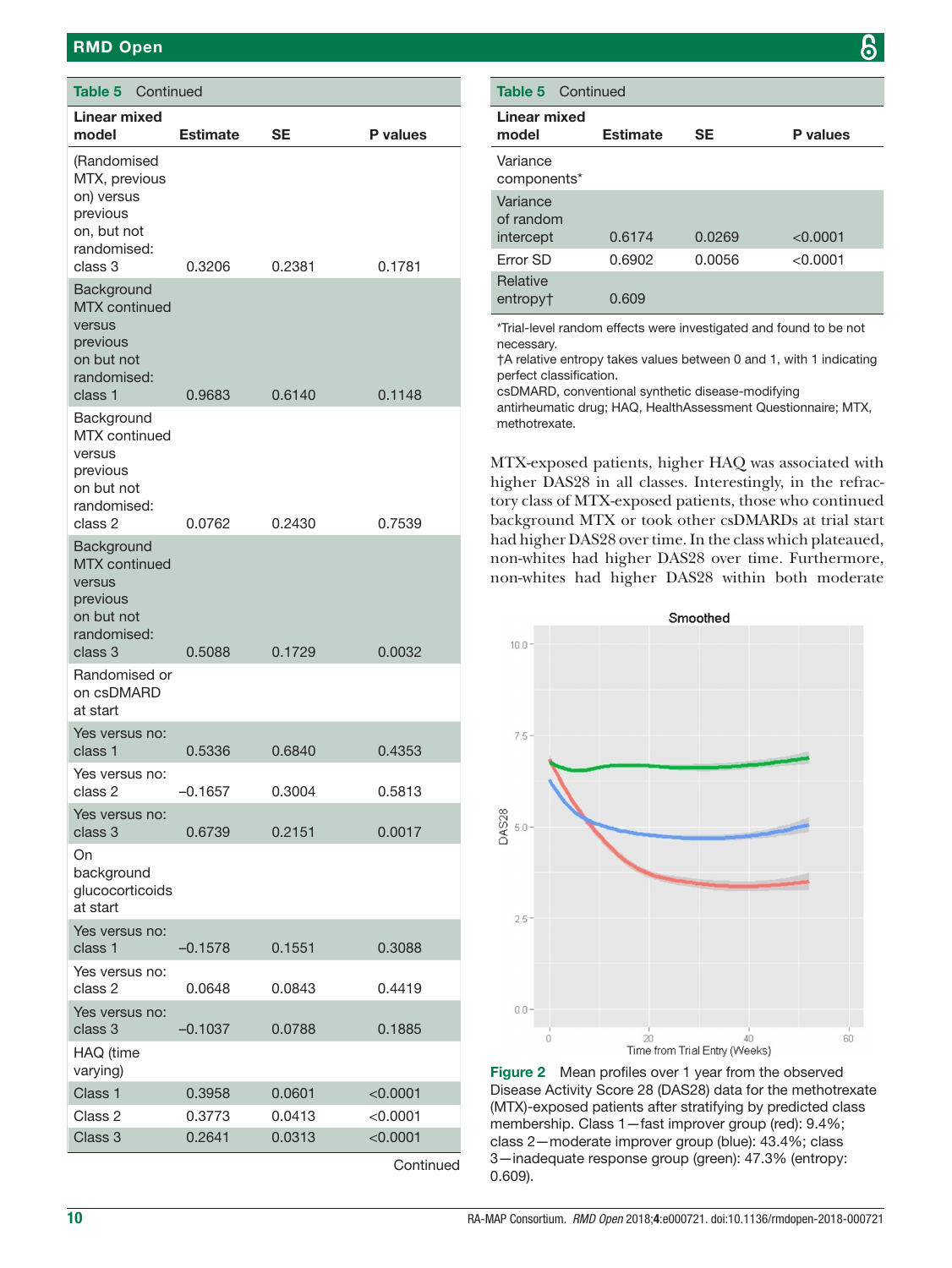**Table 5** Continued

| Linear mixed model | Estimate | SE | P values |
|---|---|---|---|
| (Randomised MTX, previous on) versus previous on, but not randomised: class 3 | 0.3206 | 0.2381 | 0.1781 |
| Background MTX continued versus previous on but not randomised: class 1 | 0.9683 | 0.6140 | 0.1148 |
| Background MTX continued versus previous on but not randomised: class 2 | 0.0762 | 0.2430 | 0.7539 |
| Background MTX continued versus previous on but not randomised: class 3 | 0.5088 | 0.1729 | 0.0032 |
| Randomised or on csDMARD at start | | | |
| Yes versus no: class 1 | 0.5336 | 0.6840 | 0.4353 |
| Yes versus no: class 2 | −0.1657 | 0.3004 | 0.5813 |
| Yes versus no: class 3 | 0.6739 | 0.2151 | 0.0017 |
| On background glucocorticoids at start | | | |
| Yes versus no: class 1 | −0.1578 | 0.1551 | 0.3088 |
| Yes versus no: class 2 | 0.0648 | 0.0843 | 0.4419 |
| Yes versus no: class 3 | −0.1037 | 0.0788 | 0.1885 |
| HAQ (time varying) | | | |
| Class 1 | 0.3958 | 0.0601 | <0.0001 |
| Class 2 | 0.3773 | 0.0413 | <0.0001 |
| Class 3 | 0.2641 | 0.0313 | <0.0001 |
| Variance components* | | | |
| Variance of random intercept | 0.6174 | 0.0269 | <0.0001 |
| Error SD | 0.6902 | 0.0056 | <0.0001 |
| Relative entropy† | 0.609 | | |

*Trial-level random effects were investigated and found to be not necessary.
†A relative entropy takes values between 0 and 1, with 1 indicating perfect classification.
csDMARD, conventional synthetic disease-modifying antirheumatic drug; HAQ, HealthAssessment Questionnaire; MTX, methotrexate.

MTX-exposed patients, higher HAQ was associated with higher DAS28 in all classes. Interestingly, in the refractory class of MTX-exposed patients, those who continued background MTX or took other csDMARDs at trial start had higher DAS28 over time. In the class which plateaued, non-whites had higher DAS28 over time. Furthermore, non-whites had higher DAS28 within both moderate

**Figure 2** Mean profiles over 1 year from the observed Disease Activity Score 28 (DAS28) data for the methotrexate (MTX)-exposed patients after stratifying by predicted class membership. Class 1—fast improver group (red): 9.4%; class 2—moderate improver group (blue): 43.4%; class 3—inadequate response group (green): 47.3% (entropy: 0.609).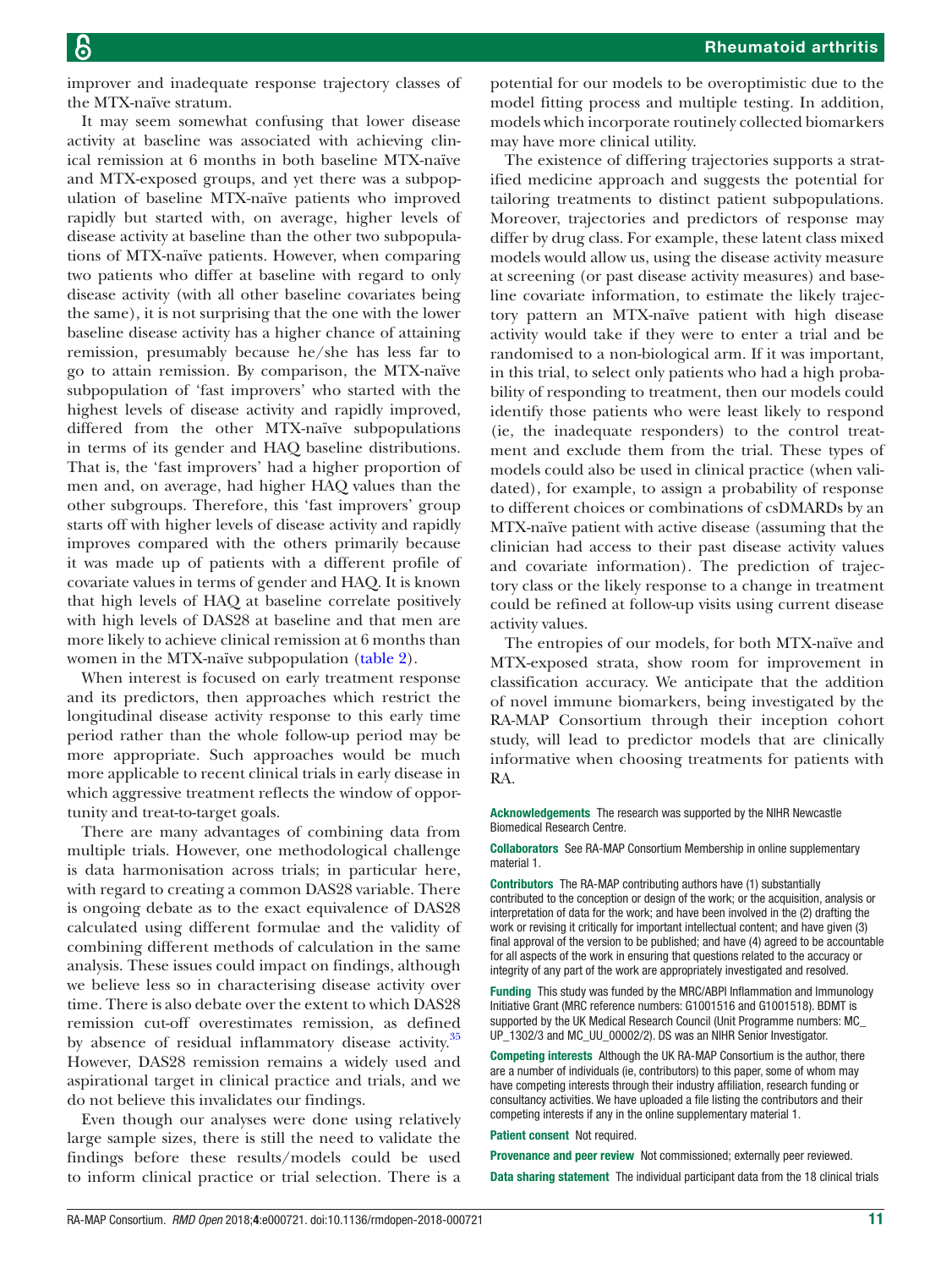improver and inadequate response trajectory classes of the MTX-naïve stratum.

It may seem somewhat confusing that lower disease activity at baseline was associated with achieving clinical remission at 6 months in both baseline MTX-naïve and MTX-exposed groups, and yet there was a subpopulation of baseline MTX-naïve patients who improved rapidly but started with, on average, higher levels of disease activity at baseline than the other two subpopulations of MTX-naïve patients. However, when comparing two patients who differ at baseline with regard to only disease activity (with all other baseline covariates being the same), it is not surprising that the one with the lower baseline disease activity has a higher chance of attaining remission, presumably because he/she has less far to go to attain remission. By comparison, the MTX-naïve subpopulation of 'fast improvers' who started with the highest levels of disease activity and rapidly improved, differed from the other MTX-naïve subpopulations in terms of its gender and HAQ baseline distributions. That is, the 'fast improvers' had a higher proportion of men and, on average, had higher HAQ values than the other subgroups. Therefore, this 'fast improvers' group starts off with higher levels of disease activity and rapidly improves compared with the others primarily because it was made up of patients with a different profile of covariate values in terms of gender and HAQ. It is known that high levels of HAQ at baseline correlate positively with high levels of DAS28 at baseline and that men are more likely to achieve clinical remission at 6 months than women in the MTX-naïve subpopulation (table 2).

When interest is focused on early treatment response and its predictors, then approaches which restrict the longitudinal disease activity response to this early time period rather than the whole follow-up period may be more appropriate. Such approaches would be much more applicable to recent clinical trials in early disease in which aggressive treatment reflects the window of opportunity and treat-to-target goals.

There are many advantages of combining data from multiple trials. However, one methodological challenge is data harmonisation across trials; in particular here, with regard to creating a common DAS28 variable. There is ongoing debate as to the exact equivalence of DAS28 calculated using different formulae and the validity of combining different methods of calculation in the same analysis. These issues could impact on findings, although we believe less so in characterising disease activity over time. There is also debate over the extent to which DAS28 remission cut-off overestimates remission, as defined by absence of residual inflammatory disease activity.[35] However, DAS28 remission remains a widely used and aspirational target in clinical practice and trials, and we do not believe this invalidates our findings.

Even though our analyses were done using relatively large sample sizes, there is still the need to validate the findings before these results/models could be used to inform clinical practice or trial selection. There is a potential for our models to be overoptimistic due to the model fitting process and multiple testing. In addition, models which incorporate routinely collected biomarkers may have more clinical utility.

The existence of differing trajectories supports a stratified medicine approach and suggests the potential for tailoring treatments to distinct patient subpopulations. Moreover, trajectories and predictors of response may differ by drug class. For example, these latent class mixed models would allow us, using the disease activity measure at screening (or past disease activity measures) and baseline covariate information, to estimate the likely trajectory pattern an MTX-naïve patient with high disease activity would take if they were to enter a trial and be randomised to a non-biological arm. If it was important, in this trial, to select only patients who had a high probability of responding to treatment, then our models could identify those patients who were least likely to respond (ie, the inadequate responders) to the control treatment and exclude them from the trial. These types of models could also be used in clinical practice (when validated), for example, to assign a probability of response to different choices or combinations of csDMARDs by an MTX-naïve patient with active disease (assuming that the clinician had access to their past disease activity values and covariate information). The prediction of trajectory class or the likely response to a change in treatment could be refined at follow-up visits using current disease activity values.

The entropies of our models, for both MTX-naïve and MTX-exposed strata, show room for improvement in classification accuracy. We anticipate that the addition of novel immune biomarkers, being investigated by the RA-MAP Consortium through their inception cohort study, will lead to predictor models that are clinically informative when choosing treatments for patients with RA.

**Acknowledgements** The research was supported by the NIHR Newcastle Biomedical Research Centre.

**Collaborators** See RA-MAP Consortium Membership in online supplementary material 1.

**Contributors** The RA-MAP contributing authors have (1) substantially contributed to the conception or design of the work; or the acquisition, analysis or interpretation of data for the work; and have been involved in the (2) drafting the work or revising it critically for important intellectual content; and have given (3) final approval of the version to be published; and have (4) agreed to be accountable for all aspects of the work in ensuring that questions related to the accuracy or integrity of any part of the work are appropriately investigated and resolved.

**Funding** This study was funded by the MRC/ABPI Inflammation and Immunology Initiative Grant (MRC reference numbers: G1001516 and G1001518). BDMT is supported by the UK Medical Research Council (Unit Programme numbers: MC_UP_1302/3 and MC_UU_00002/2). DS was an NIHR Senior Investigator.

**Competing interests** Although the UK RA-MAP Consortium is the author, there are a number of individuals (ie, contributors) to this paper, some of whom may have competing interests through their industry affiliation, research funding or consultancy activities. We have uploaded a file listing the contributors and their competing interests if any in the online supplementary material 1.

**Patient consent** Not required.

**Provenance and peer review** Not commissioned; externally peer reviewed.

**Data sharing statement** The individual participant data from the 18 clinical trials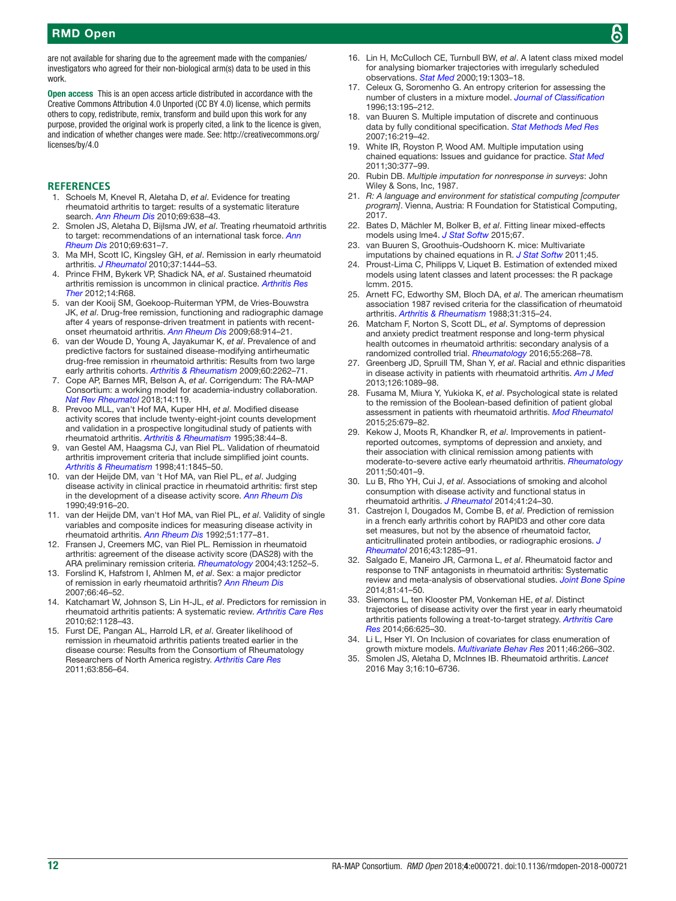are not available for sharing due to the agreement made with the companies/investigators who agreed for their non-biological arm(s) data to be used in this work.

**Open access** This is an open access article distributed in accordance with the Creative Commons Attribution 4.0 Unported (CC BY 4.0) license, which permits others to copy, redistribute, remix, transform and build upon this work for any purpose, provided the original work is properly cited, a link to the licence is given, and indication of whether changes were made. See: http://creativecommons.org/licenses/by/4.0

## REFERENCES

1. Schoels M, Knevel R, Aletaha D, *et al*. Evidence for treating rheumatoid arthritis to target: results of a systematic literature search. *Ann Rheum Dis* 2010;69:638–43.
2. Smolen JS, Aletaha D, Bijlsma JW, *et al*. Treating rheumatoid arthritis to target: recommendations of an international task force. *Ann Rheum Dis* 2010;69:631–7.
3. Ma MH, Scott IC, Kingsley GH, *et al*. Remission in early rheumatoid arthritis. *J Rheumatol* 2010;37:1444–53.
4. Prince FHM, Bykerk VP, Shadick NA, *et al*. Sustained rheumatoid arthritis remission is uncommon in clinical practice. *Arthritis Res Ther* 2012;14:R68.
5. van der Kooij SM, Goekoop-Ruiterman YPM, de Vries-Bouwstra JK, *et al*. Drug-free remission, functioning and radiographic damage after 4 years of response-driven treatment in patients with recent-onset rheumatoid arthritis. *Ann Rheum Dis* 2009;68:914–21.
6. van der Woude D, Young A, Jayakumar K, *et al*. Prevalence of and predictive factors for sustained disease-modifying antirheumatic drug-free remission in rheumatoid arthritis: Results from two large early arthritis cohorts. *Arthritis & Rheumatism* 2009;60:2262–71.
7. Cope AP, Barnes MR, Belson A, *et al*. Corrigendum: The RA-MAP Consortium: a working model for academia-industry collaboration. *Nat Rev Rheumatol* 2018;14:119.
8. Prevoo MLL, van't Hof MA, Kuper HH, *et al*. Modified disease activity scores that include twenty-eight-joint counts development and validation in a prospective longitudinal study of patients with rheumatoid arthritis. *Arthritis & Rheumatism* 1995;38:44–8.
9. van Gestel AM, Haagsma CJ, van Riel PL. Validation of rheumatoid arthritis improvement criteria that include simplified joint counts. *Arthritis & Rheumatism* 1998;41:1845–50.
10. van der Heijde DM, van 't Hof MA, van Riel PL, *et al*. Judging disease activity in clinical practice in rheumatoid arthritis: first step in the development of a disease activity score. *Ann Rheum Dis* 1990;49:916–20.
11. van der Heijde DM, van't Hof MA, van Riel PL, *et al*. Validity of single variables and composite indices for measuring disease activity in rheumatoid arthritis. *Ann Rheum Dis* 1992;51:177–81.
12. Fransen J, Creemers MC, van Riel PL. Remission in rheumatoid arthritis: agreement of the disease activity score (DAS28) with the ARA preliminary remission criteria. *Rheumatology* 2004;43:1252–5.
13. Forslind K, Hafstrom I, Ahlmen M, *et al*. Sex: a major predictor of remission in early rheumatoid arthritis? *Ann Rheum Dis* 2007;66:46–52.
14. Katchamart W, Johnson S, Lin H-JL, *et al*. Predictors for remission in rheumatoid arthritis patients: A systematic review. *Arthritis Care Res* 2010;62:1128–43.
15. Furst DE, Pangan AL, Harrold LR, *et al*. Greater likelihood of remission in rheumatoid arthritis patients treated earlier in the disease course: Results from the Consortium of Rheumatology Researchers of North America registry. *Arthritis Care Res* 2011;63:856–64.
16. Lin H, McCulloch CE, Turnbull BW, *et al*. A latent class mixed model for analysing biomarker trajectories with irregularly scheduled observations. *Stat Med* 2000;19:1303–18.
17. Celeux G, Soromenho G. An entropy criterion for assessing the number of clusters in a mixture model. *Journal of Classification* 1996;13:195–212.
18. van Buuren S. Multiple imputation of discrete and continuous data by fully conditional specification. *Stat Methods Med Res* 2007;16:219–42.
19. White IR, Royston P, Wood AM. Multiple imputation using chained equations: Issues and guidance for practice. *Stat Med* 2011;30:377–99.
20. Rubin DB. *Multiple imputation for nonresponse in surveys*: John Wiley & Sons, Inc, 1987.
21. *R: A language and environment for statistical computing [computer program]*. Vienna, Austria: R Foundation for Statistical Computing, 2017.
22. Bates D, Mächler M, Bolker B, *et al*. Fitting linear mixed-effects models using lme4. *J Stat Softw* 2015;67.
23. van Buuren S, Groothuis-Oudshoorn K. mice: Multivariate imputations by chained equations in R. *J Stat Softw* 2011;45.
24. Proust-Lima C, Philipps V, Liquet B. Estimation of extended mixed models using latent classes and latent processes: the R package lcmm. 2015.
25. Arnett FC, Edworthy SM, Bloch DA, *et al*. The american rheumatism association 1987 revised criteria for the classification of rheumatoid arthritis. *Arthritis & Rheumatism* 1988;31:315–24.
26. Matcham F, Norton S, Scott DL, *et al*. Symptoms of depression and anxiety predict treatment response and long-term physical health outcomes in rheumatoid arthritis: secondary analysis of a randomized controlled trial. *Rheumatology* 2016;55:268–78.
27. Greenberg JD, Spruill TM, Shan Y, *et al*. Racial and ethnic disparities in disease activity in patients with rheumatoid arthritis. *Am J Med* 2013;126:1089–98.
28. Fusama M, Miura Y, Yukioka K, *et al*. Psychological state is related to the remission of the Boolean-based definition of patient global assessment in patients with rheumatoid arthritis. *Mod Rheumatol* 2015;25:679–82.
29. Kekow J, Moots R, Khandker R, *et al*. Improvements in patient-reported outcomes, symptoms of depression and anxiety, and their association with clinical remission among patients with moderate-to-severe active early rheumatoid arthritis. *Rheumatology* 2011;50:401–9.
30. Lu B, Rho YH, Cui J, *et al*. Associations of smoking and alcohol consumption with disease activity and functional status in rheumatoid arthritis. *J Rheumatol* 2014;41:24–30.
31. Castrejon I, Dougados M, Combe B, *et al*. Prediction of remission in a french early arthritis cohort by RAPID3 and other core data set measures, but not by the absence of rheumatoid factor, anticitrullinated protein antibodies, or radiographic erosions. *J Rheumatol* 2016;43:1285–91.
32. Salgado E, Maneiro JR, Carmona L, *et al*. Rheumatoid factor and response to TNF antagonists in rheumatoid arthritis: Systematic review and meta-analysis of observational studies. *Joint Bone Spine* 2014;81:41–50.
33. Siemons L, ten Klooster PM, Vonkeman HE, *et al*. Distinct trajectories of disease activity over the first year in early rheumatoid arthritis patients following a treat-to-target strategy. *Arthritis Care Res* 2014;66:625–30.
34. Li L, Hser YI. On Inclusion of covariates for class enumeration of growth mixture models. *Multivariate Behav Res* 2011;46:266–302.
35. Smolen JS, Aletaha D, McInnes IB. Rheumatoid arthritis. *Lancet* 2016 May 3;16:10–6736.